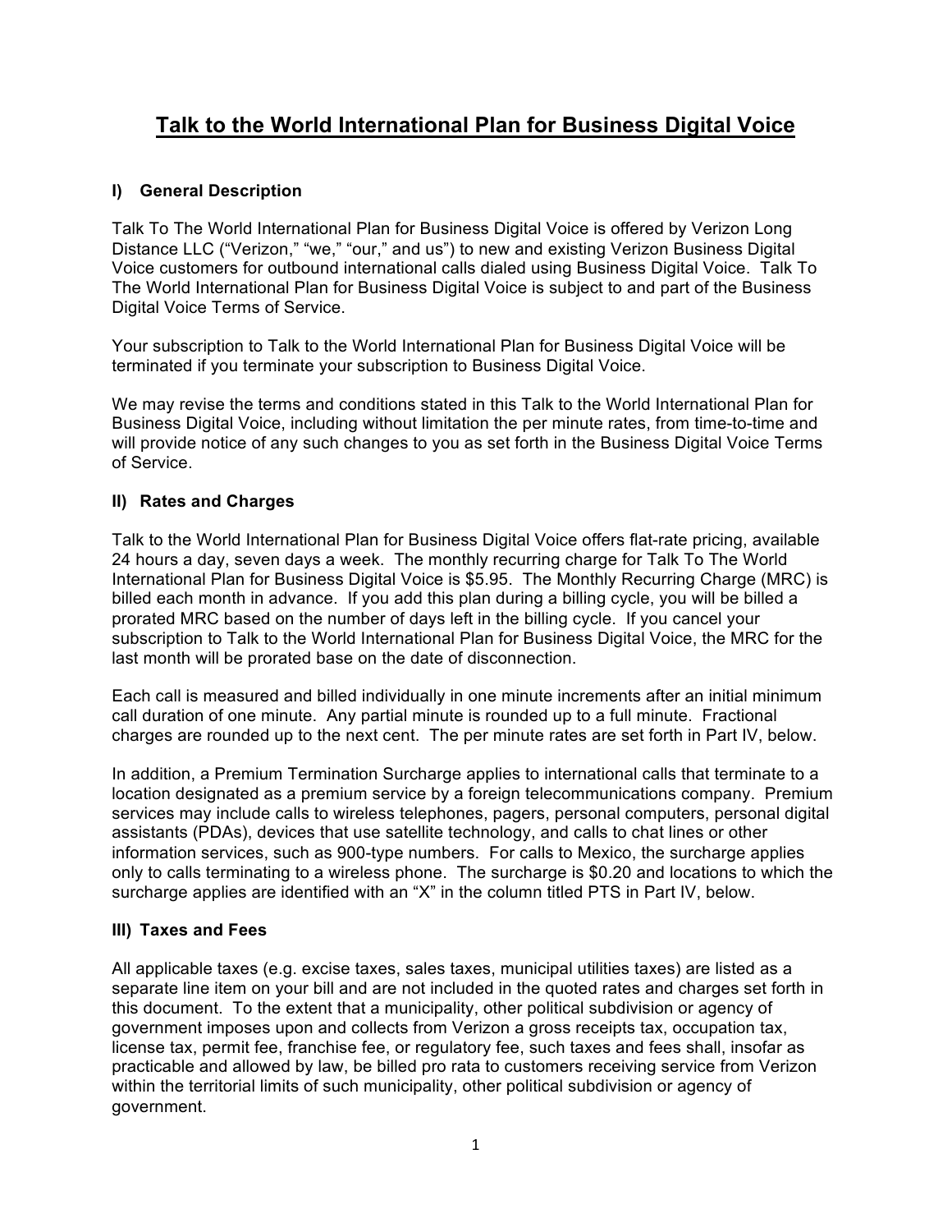# Talk to the World International Plan for Business Digital Voice

## I) General Description

Talk To The World International Plan for Business Digital Voice is offered by Verizon Long Distance LLC ("Verizon," "we," "our," and us") to new and existing Verizon Business Digital Voice customers for outbound international calls dialed using Business Digital Voice. Talk To The World International Plan for Business Digital Voice is subject to and part of the Business Digital Voice Terms of Service.

Your subscription to Talk to the World International Plan for Business Digital Voice will be terminated if you terminate your subscription to Business Digital Voice.

We may revise the terms and conditions stated in this Talk to the World International Plan for Business Digital Voice, including without limitation the per minute rates, from time-to-time and will provide notice of any such changes to you as set forth in the Business Digital Voice Terms of Service.

## II) Rates and Charges

Talk to the World International Plan for Business Digital Voice offers flat-rate pricing, available 24 hours a day, seven days a week. The monthly recurring charge for Talk To The World International Plan for Business Digital Voice is $5.95. The Monthly Recurring Charge (MRC) is billed each month in advance. If you add this plan during a billing cycle, you will be billed a prorated MRC based on the number of days left in the billing cycle. If you cancel your subscription to Talk to the World International Plan for Business Digital Voice, the MRC for the last month will be prorated base on the date of disconnection.

Each call is measured and billed individually in one minute increments after an initial minimum call duration of one minute. Any partial minute is rounded up to a full minute. Fractional charges are rounded up to the next cent. The per minute rates are set forth in Part IV, below.

In addition, a Premium Termination Surcharge applies to international calls that terminate to a location designated as a premium service by a foreign telecommunications company. Premium services may include calls to wireless telephones, pagers, personal computers, personal digital assistants (PDAs), devices that use satellite technology, and calls to chat lines or other information services, such as 900-type numbers. For calls to Mexico, the surcharge applies only to calls terminating to a wireless phone. The surcharge is $0.20 and locations to which the surcharge applies are identified with an "X" in the column titled PTS in Part IV, below.

## III) Taxes and Fees

All applicable taxes (e.g. excise taxes, sales taxes, municipal utilities taxes) are listed as a separate line item on your bill and are not included in the quoted rates and charges set forth in this document. To the extent that a municipality, other political subdivision or agency of government imposes upon and collects from Verizon a gross receipts tax, occupation tax, license tax, permit fee, franchise fee, or regulatory fee, such taxes and fees shall, insofar as practicable and allowed by law, be billed pro rata to customers receiving service from Verizon within the territorial limits of such municipality, other political subdivision or agency of government.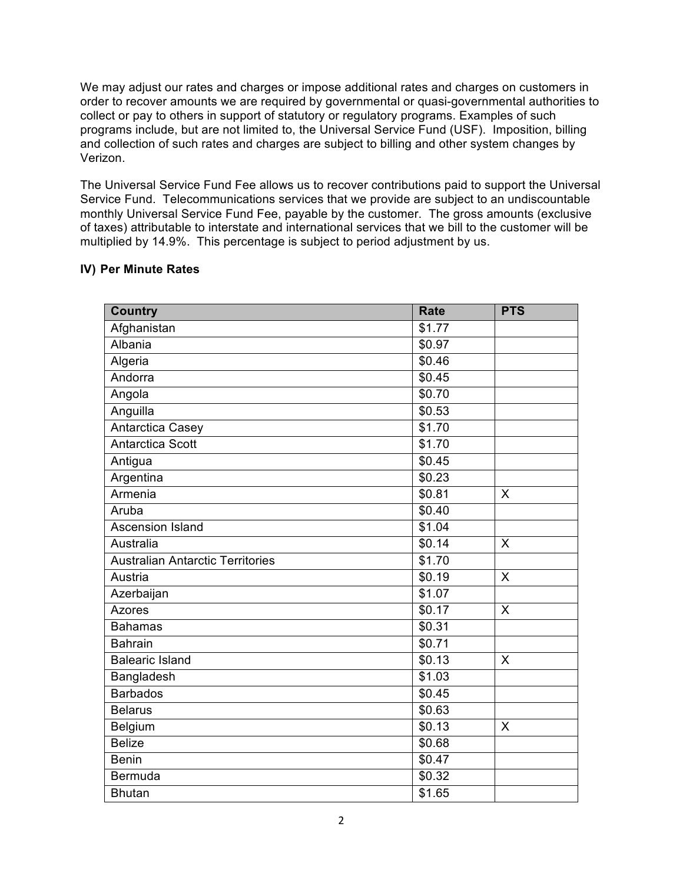We may adjust our rates and charges or impose additional rates and charges on customers in order to recover amounts we are required by governmental or quasi-governmental authorities to collect or pay to others in support of statutory or regulatory programs. Examples of such programs include, but are not limited to, the Universal Service Fund (USF). Imposition, billing and collection of such rates and charges are subject to billing and other system changes by Verizon.

The Universal Service Fund Fee allows us to recover contributions paid to support the Universal Service Fund. Telecommunications services that we provide are subject to an undiscountable monthly Universal Service Fund Fee, payable by the customer. The gross amounts (exclusive of taxes) attributable to interstate and international services that we bill to the customer will be multiplied by 14.9%. This percentage is subject to period adjustment by us.

### IV) Per Minute Rates

| Country | Rate | PTS |
|---|---|---|
| Afghanistan | $1.77 | |
| Albania | $0.97 | |
| Algeria | $0.46 | |
| Andorra | $0.45 | |
| Angola | $0.70 | |
| Anguilla | $0.53 | |
| Antarctica Casey | $1.70 | |
| Antarctica Scott | $1.70 | |
| Antigua | $0.45 | |
| Argentina | $0.23 | |
| Armenia | $0.81 | X |
| Aruba | $0.40 | |
| Ascension Island | $1.04 | |
| Australia | $0.14 | X |
| Australian Antarctic Territories | $1.70 | |
| Austria | $0.19 | X |
| Azerbaijan | $1.07 | |
| Azores | $0.17 | X |
| Bahamas | $0.31 | |
| Bahrain | $0.71 | |
| Balearic Island | $0.13 | X |
| Bangladesh | $1.03 | |
| Barbados | $0.45 | |
| Belarus | $0.63 | |
| Belgium | $0.13 | X |
| Belize | $0.68 | |
| Benin | $0.47 | |
| Bermuda | $0.32 | |
| Bhutan | $1.65 | |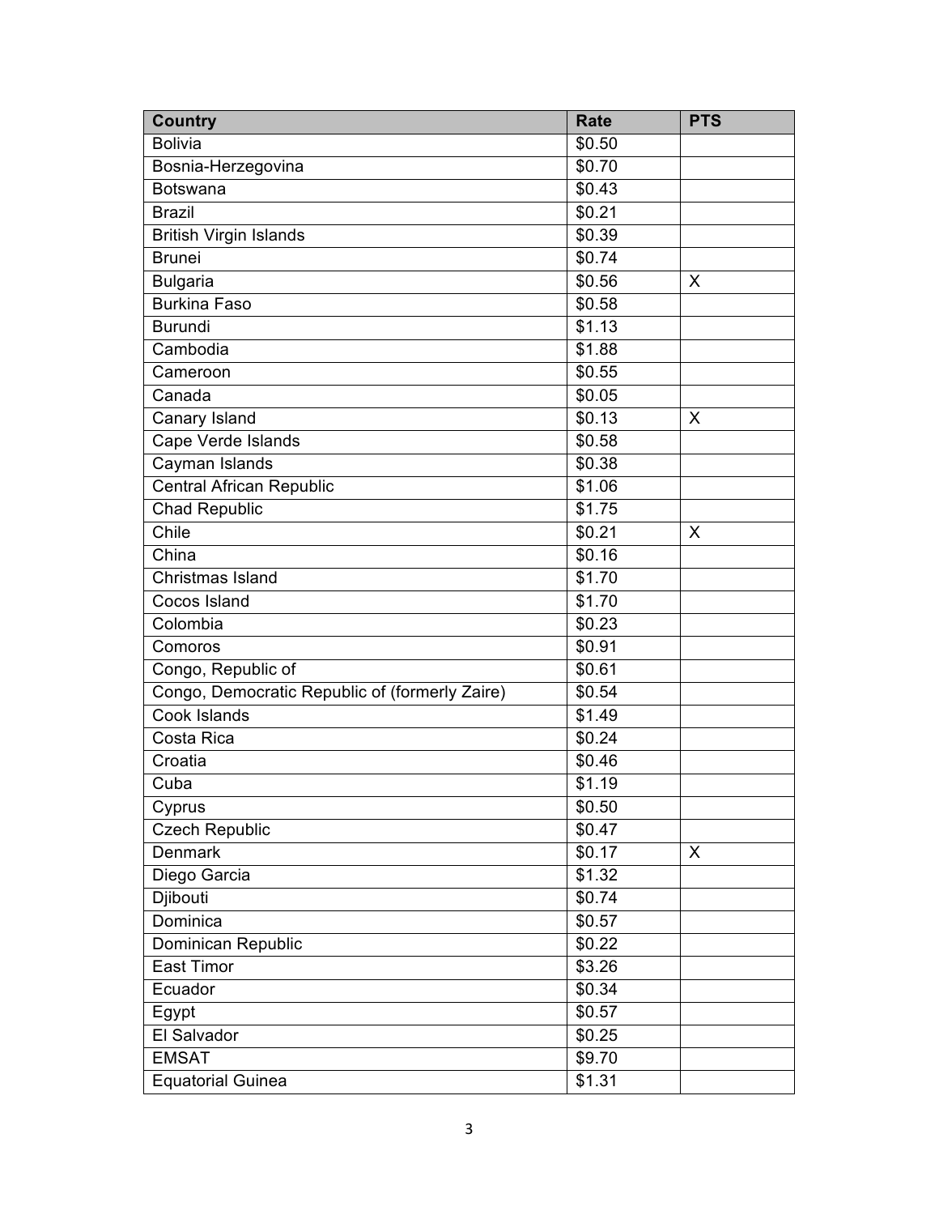| Country | Rate | PTS |
|---|---|---|
| Bolivia | $0.50 | |
| Bosnia-Herzegovina | $0.70 | |
| Botswana | $0.43 | |
| Brazil | $0.21 | |
| British Virgin Islands | $0.39 | |
| Brunei | $0.74 | |
| Bulgaria | $0.56 | X |
| Burkina Faso | $0.58 | |
| Burundi | $1.13 | |
| Cambodia | $1.88 | |
| Cameroon | $0.55 | |
| Canada | $0.05 | |
| Canary Island | $0.13 | X |
| Cape Verde Islands | $0.58 | |
| Cayman Islands | $0.38 | |
| Central African Republic | $1.06 | |
| Chad Republic | $1.75 | |
| Chile | $0.21 | X |
| China | $0.16 | |
| Christmas Island | $1.70 | |
| Cocos Island | $1.70 | |
| Colombia | $0.23 | |
| Comoros | $0.91 | |
| Congo, Republic of | $0.61 | |
| Congo, Democratic Republic of (formerly Zaire) | $0.54 | |
| Cook Islands | $1.49 | |
| Costa Rica | $0.24 | |
| Croatia | $0.46 | |
| Cuba | $1.19 | |
| Cyprus | $0.50 | |
| Czech Republic | $0.47 | |
| Denmark | $0.17 | X |
| Diego Garcia | $1.32 | |
| Djibouti | $0.74 | |
| Dominica | $0.57 | |
| Dominican Republic | $0.22 | |
| East Timor | $3.26 | |
| Ecuador | $0.34 | |
| Egypt | $0.57 | |
| El Salvador | $0.25 | |
| EMSAT | $9.70 | |
| Equatorial Guinea | $1.31 | |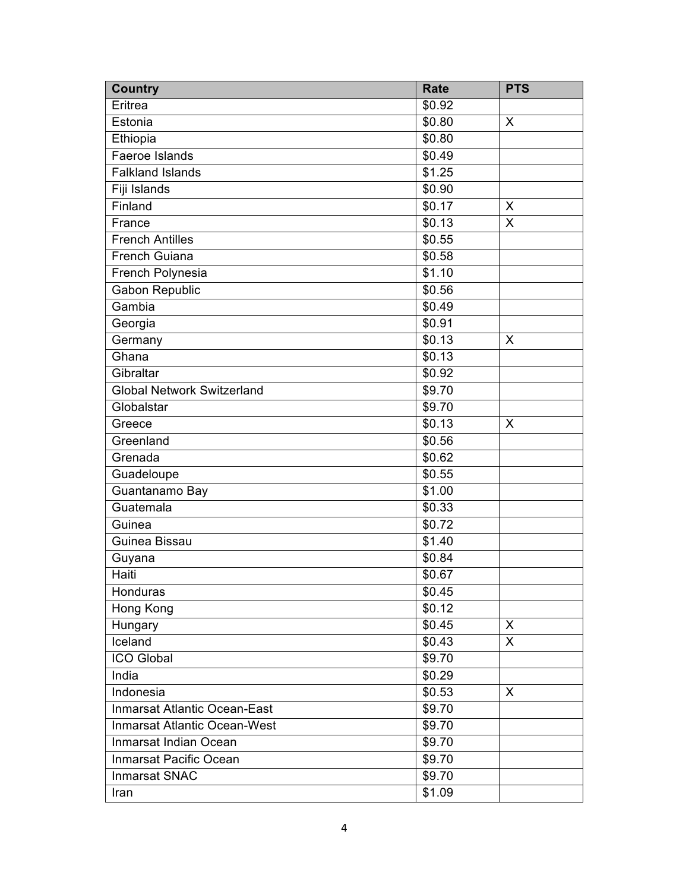| Country | Rate | PTS |
|---|---|---|
| Eritrea | $0.92 | |
| Estonia | $0.80 | X |
| Ethiopia | $0.80 | |
| Faeroe Islands | $0.49 | |
| Falkland Islands | $1.25 | |
| Fiji Islands | $0.90 | |
| Finland | $0.17 | X |
| France | $0.13 | X |
| French Antilles | $0.55 | |
| French Guiana | $0.58 | |
| French Polynesia | $1.10 | |
| Gabon Republic | $0.56 | |
| Gambia | $0.49 | |
| Georgia | $0.91 | |
| Germany | $0.13 | X |
| Ghana | $0.13 | |
| Gibraltar | $0.92 | |
| Global Network Switzerland | $9.70 | |
| Globalstar | $9.70 | |
| Greece | $0.13 | X |
| Greenland | $0.56 | |
| Grenada | $0.62 | |
| Guadeloupe | $0.55 | |
| Guantanamo Bay | $1.00 | |
| Guatemala | $0.33 | |
| Guinea | $0.72 | |
| Guinea Bissau | $1.40 | |
| Guyana | $0.84 | |
| Haiti | $0.67 | |
| Honduras | $0.45 | |
| Hong Kong | $0.12 | |
| Hungary | $0.45 | X |
| Iceland | $0.43 | X |
| ICO Global | $9.70 | |
| India | $0.29 | |
| Indonesia | $0.53 | X |
| Inmarsat Atlantic Ocean-East | $9.70 | |
| Inmarsat Atlantic Ocean-West | $9.70 | |
| Inmarsat Indian Ocean | $9.70 | |
| Inmarsat Pacific Ocean | $9.70 | |
| Inmarsat SNAC | $9.70 | |
| Iran | $1.09 | |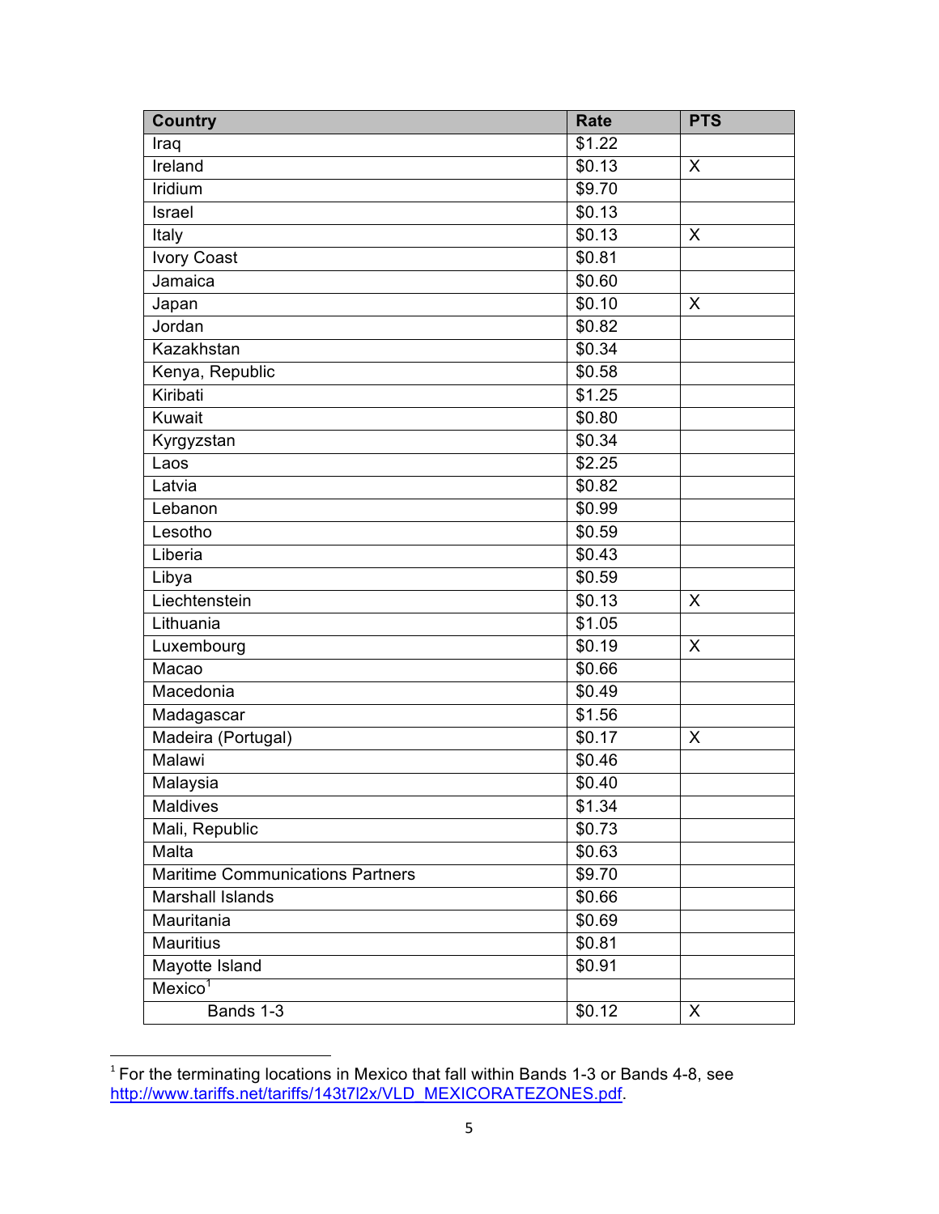| Country | Rate | PTS |
| --- | --- | --- |
| Iraq | $1.22 | |
| Ireland | $0.13 | X |
| Iridium | $9.70 | |
| Israel | $0.13 | |
| Italy | $0.13 | X |
| Ivory Coast | $0.81 | |
| Jamaica | $0.60 | |
| Japan | $0.10 | X |
| Jordan | $0.82 | |
| Kazakhstan | $0.34 | |
| Kenya, Republic | $0.58 | |
| Kiribati | $1.25 | |
| Kuwait | $0.80 | |
| Kyrgyzstan | $0.34 | |
| Laos | $2.25 | |
| Latvia | $0.82 | |
| Lebanon | $0.99 | |
| Lesotho | $0.59 | |
| Liberia | $0.43 | |
| Libya | $0.59 | |
| Liechtenstein | $0.13 | X |
| Lithuania | $1.05 | |
| Luxembourg | $0.19 | X |
| Macao | $0.66 | |
| Macedonia | $0.49 | |
| Madagascar | $1.56 | |
| Madeira (Portugal) | $0.17 | X |
| Malawi | $0.46 | |
| Malaysia | $0.40 | |
| Maldives | $1.34 | |
| Mali, Republic | $0.73 | |
| Malta | $0.63 | |
| Maritime Communications Partners | $9.70 | |
| Marshall Islands | $0.66 | |
| Mauritania | $0.69 | |
| Mauritius | $0.81 | |
| Mayotte Island | $0.91 | |
| Mexico[1] | | |
| Bands 1-3 | $0.12 | X |

[1] For the terminating locations in Mexico that fall within Bands 1-3 or Bands 4-8, see http://www.tariffs.net/tariffs/143t7l2x/VLD_MEXICORATEZONES.pdf.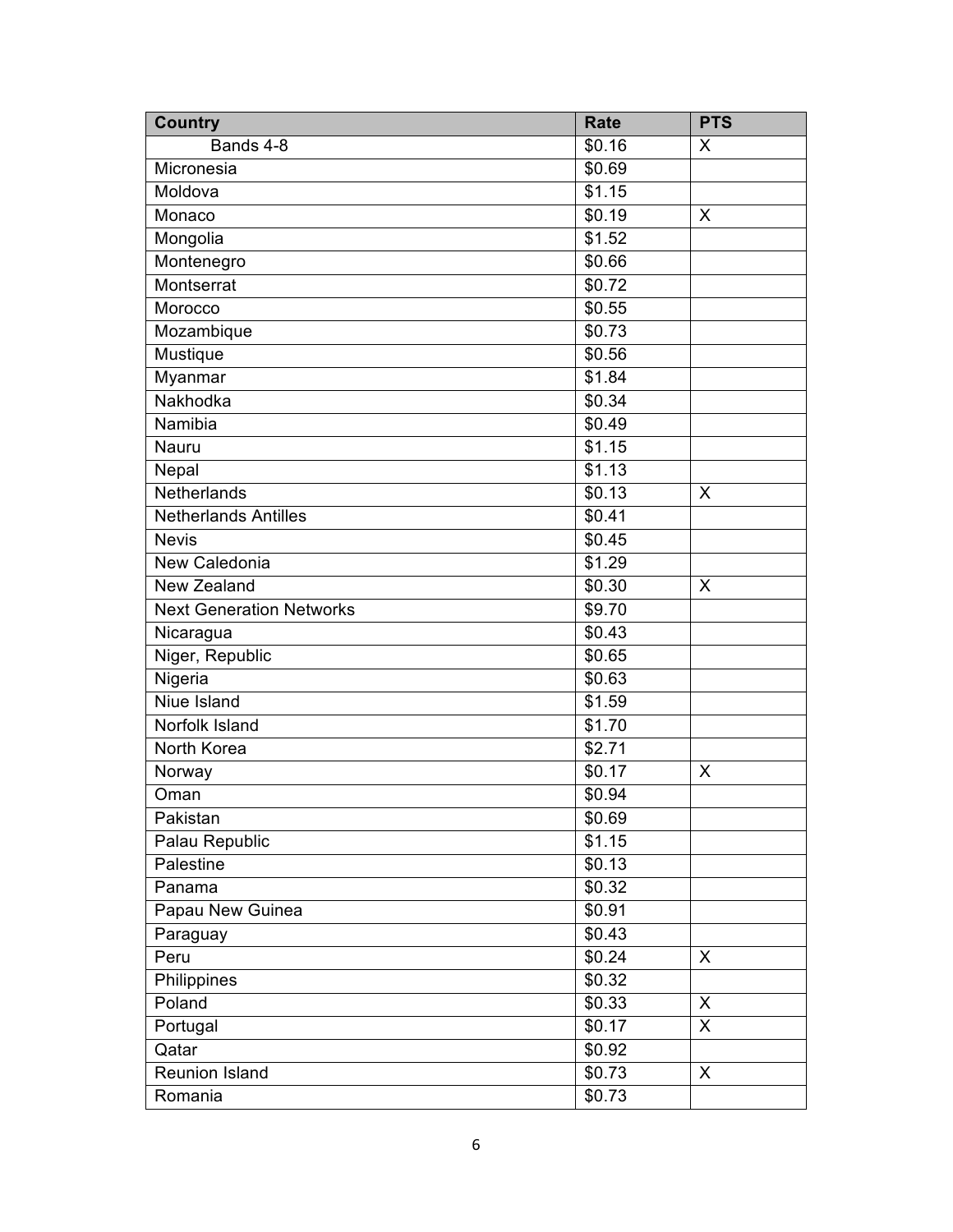| Country | Rate | PTS |
| --- | --- | --- |
| Bands 4-8 | $0.16 | X |
| Micronesia | $0.69 | |
| Moldova | $1.15 | |
| Monaco | $0.19 | X |
| Mongolia | $1.52 | |
| Montenegro | $0.66 | |
| Montserrat | $0.72 | |
| Morocco | $0.55 | |
| Mozambique | $0.73 | |
| Mustique | $0.56 | |
| Myanmar | $1.84 | |
| Nakhodka | $0.34 | |
| Namibia | $0.49 | |
| Nauru | $1.15 | |
| Nepal | $1.13 | |
| Netherlands | $0.13 | X |
| Netherlands Antilles | $0.41 | |
| Nevis | $0.45 | |
| New Caledonia | $1.29 | |
| New Zealand | $0.30 | X |
| Next Generation Networks | $9.70 | |
| Nicaragua | $0.43 | |
| Niger, Republic | $0.65 | |
| Nigeria | $0.63 | |
| Niue Island | $1.59 | |
| Norfolk Island | $1.70 | |
| North Korea | $2.71 | |
| Norway | $0.17 | X |
| Oman | $0.94 | |
| Pakistan | $0.69 | |
| Palau Republic | $1.15 | |
| Palestine | $0.13 | |
| Panama | $0.32 | |
| Papau New Guinea | $0.91 | |
| Paraguay | $0.43 | |
| Peru | $0.24 | X |
| Philippines | $0.32 | |
| Poland | $0.33 | X |
| Portugal | $0.17 | X |
| Qatar | $0.92 | |
| Reunion Island | $0.73 | X |
| Romania | $0.73 | |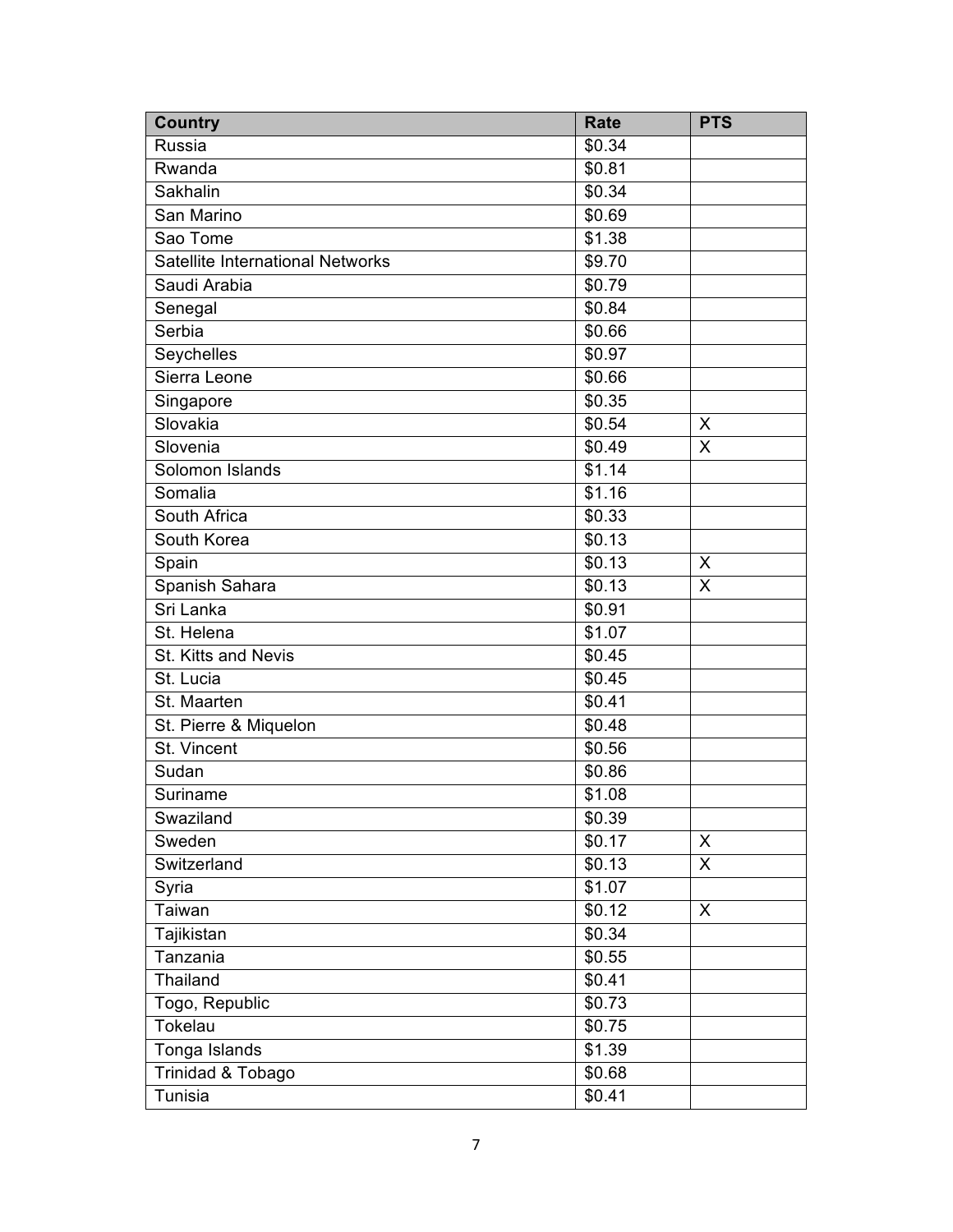| Country | Rate | PTS |
|---|---|---|
| Russia | $0.34 | |
| Rwanda | $0.81 | |
| Sakhalin | $0.34 | |
| San Marino | $0.69 | |
| Sao Tome | $1.38 | |
| Satellite International Networks | $9.70 | |
| Saudi Arabia | $0.79 | |
| Senegal | $0.84 | |
| Serbia | $0.66 | |
| Seychelles | $0.97 | |
| Sierra Leone | $0.66 | |
| Singapore | $0.35 | |
| Slovakia | $0.54 | X |
| Slovenia | $0.49 | X |
| Solomon Islands | $1.14 | |
| Somalia | $1.16 | |
| South Africa | $0.33 | |
| South Korea | $0.13 | |
| Spain | $0.13 | X |
| Spanish Sahara | $0.13 | X |
| Sri Lanka | $0.91 | |
| St. Helena | $1.07 | |
| St. Kitts and Nevis | $0.45 | |
| St. Lucia | $0.45 | |
| St. Maarten | $0.41 | |
| St. Pierre & Miquelon | $0.48 | |
| St. Vincent | $0.56 | |
| Sudan | $0.86 | |
| Suriname | $1.08 | |
| Swaziland | $0.39 | |
| Sweden | $0.17 | X |
| Switzerland | $0.13 | X |
| Syria | $1.07 | |
| Taiwan | $0.12 | X |
| Tajikistan | $0.34 | |
| Tanzania | $0.55 | |
| Thailand | $0.41 | |
| Togo, Republic | $0.73 | |
| Tokelau | $0.75 | |
| Tonga Islands | $1.39 | |
| Trinidad & Tobago | $0.68 | |
| Tunisia | $0.41 | |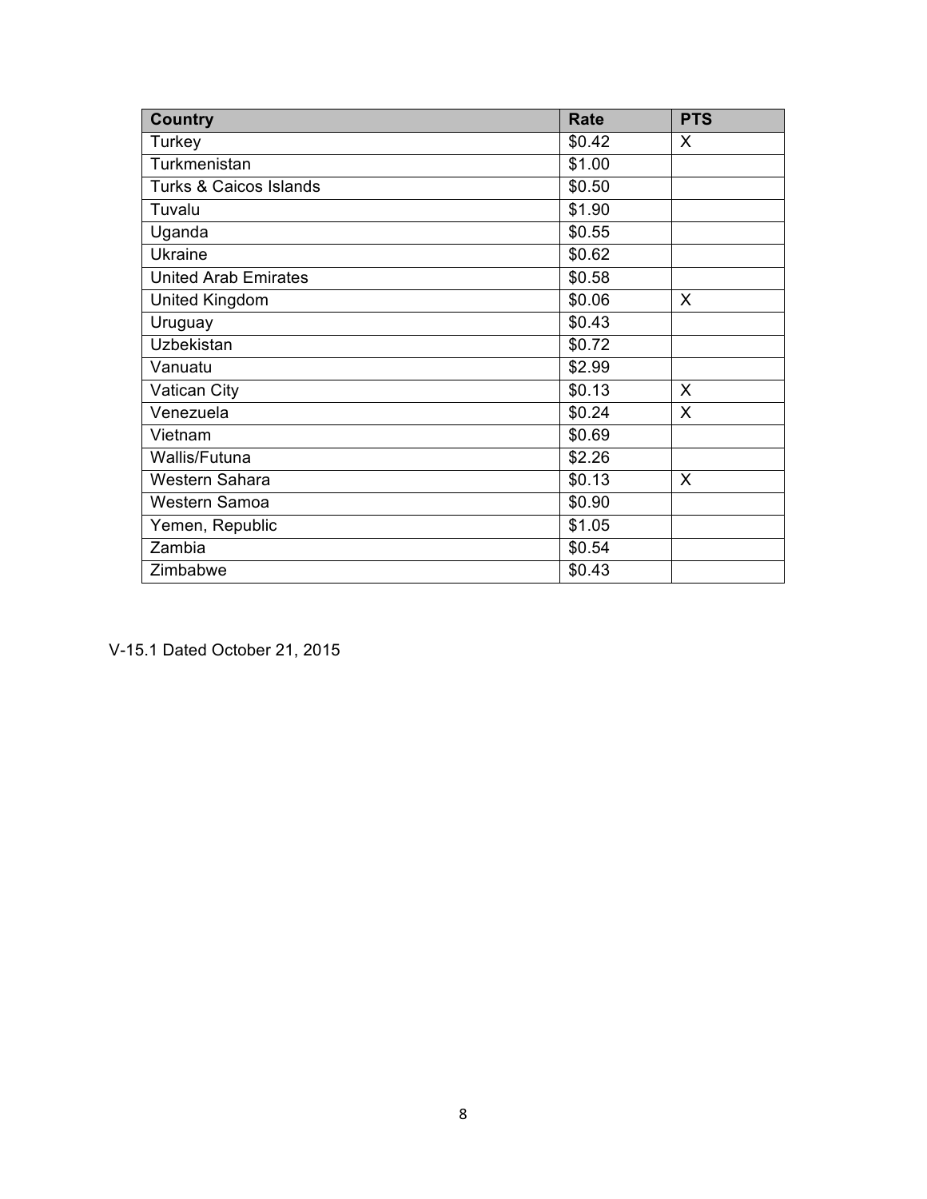| Country | Rate | PTS |
|---|---|---|
| Turkey | $0.42 | X |
| Turkmenistan | $1.00 | |
| Turks & Caicos Islands | $0.50 | |
| Tuvalu | $1.90 | |
| Uganda | $0.55 | |
| Ukraine | $0.62 | |
| United Arab Emirates | $0.58 | |
| United Kingdom | $0.06 | X |
| Uruguay | $0.43 | |
| Uzbekistan | $0.72 | |
| Vanuatu | $2.99 | |
| Vatican City | $0.13 | X |
| Venezuela | $0.24 | X |
| Vietnam | $0.69 | |
| Wallis/Futuna | $2.26 | |
| Western Sahara | $0.13 | X |
| Western Samoa | $0.90 | |
| Yemen, Republic | $1.05 | |
| Zambia | $0.54 | |
| Zimbabwe | $0.43 | |

V-15.1 Dated October 21, 2015